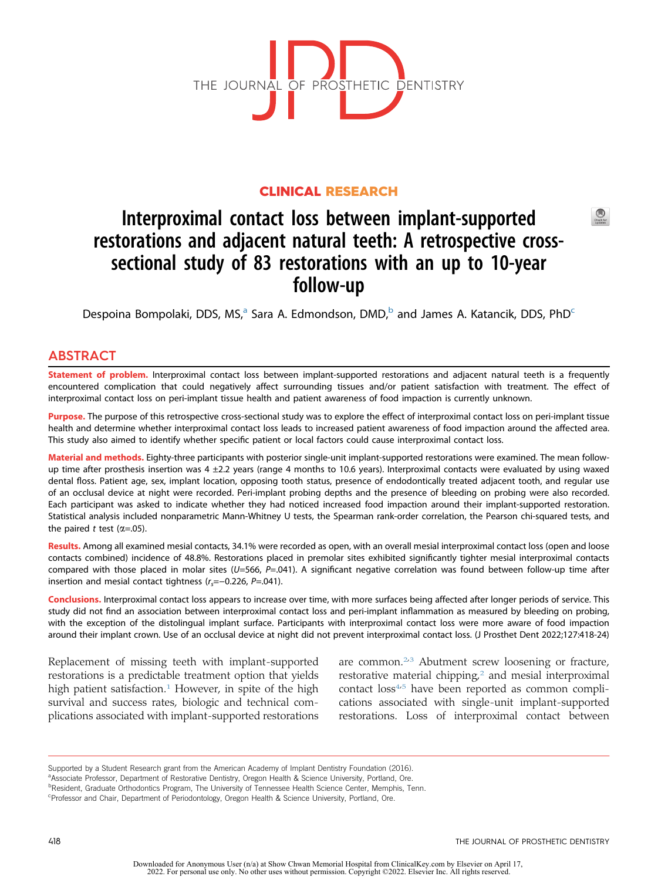CLINICAL RESEARCH

# Interproximal contact loss between implant-supported restorations and adjacent natural teeth: A retrospective cross-sectional study of 83 restorations with an up to 10-year follow-up

Despoina Bompolaki, DDS, MS,[a] Sara A. Edmondson, DMD,[b] and James A. Katancik, DDS, PhD[c]

## ABSTRACT

**Statement of problem.** Interproximal contact loss between implant-supported restorations and adjacent natural teeth is a frequently encountered complication that could negatively affect surrounding tissues and/or patient satisfaction with treatment. The effect of interproximal contact loss on peri-implant tissue health and patient awareness of food impaction is currently unknown.

**Purpose.** The purpose of this retrospective cross-sectional study was to explore the effect of interproximal contact loss on peri-implant tissue health and determine whether interproximal contact loss leads to increased patient awareness of food impaction around the affected area. This study also aimed to identify whether specific patient or local factors could cause interproximal contact loss.

**Material and methods.** Eighty-three participants with posterior single-unit implant-supported restorations were examined. The mean follow-up time after prosthesis insertion was 4 ±2.2 years (range 4 months to 10.6 years). Interproximal contacts were evaluated by using waxed dental floss. Patient age, sex, implant location, opposing tooth status, presence of endodontically treated adjacent tooth, and regular use of an occlusal device at night were recorded. Peri-implant probing depths and the presence of bleeding on probing were also recorded. Each participant was asked to indicate whether they had noticed increased food impaction around their implant-supported restoration. Statistical analysis included nonparametric Mann-Whitney U tests, the Spearman rank-order correlation, the Pearson chi-squared tests, and the paired *t* test ($\alpha$=.05).

**Results.** Among all examined mesial contacts, 34.1% were recorded as open, with an overall mesial interproximal contact loss (open and loose contacts combined) incidence of 48.8%. Restorations placed in premolar sites exhibited significantly tighter mesial interproximal contacts compared with those placed in molar sites ($U$=566, $P$=.041). A significant negative correlation was found between follow-up time after insertion and mesial contact tightness ($r_s$=−0.226, $P$=.041).

**Conclusions.** Interproximal contact loss appears to increase over time, with more surfaces being affected after longer periods of service. This study did not find an association between interproximal contact loss and peri-implant inflammation as measured by bleeding on probing, with the exception of the distolingual implant surface. Participants with interproximal contact loss were more aware of food impaction around their implant crown. Use of an occlusal device at night did not prevent interproximal contact loss. (J Prosthet Dent 2022;127:418-24)

Replacement of missing teeth with implant-supported restorations is a predictable treatment option that yields high patient satisfaction.[1] However, in spite of the high survival and success rates, biologic and technical complications associated with implant-supported restorations are common.[2,3] Abutment screw loosening or fracture, restorative material chipping,[2] and mesial interproximal contact loss[4,5] have been reported as common complications associated with single-unit implant-supported restorations. Loss of interproximal contact between

Supported by a Student Research grant from the American Academy of Implant Dentistry Foundation (2016).
[a]Associate Professor, Department of Restorative Dentistry, Oregon Health & Science University, Portland, Ore.
[b]Resident, Graduate Orthodontics Program, The University of Tennessee Health Science Center, Memphis, Tenn.
[c]Professor and Chair, Department of Periodontology, Oregon Health & Science University, Portland, Ore.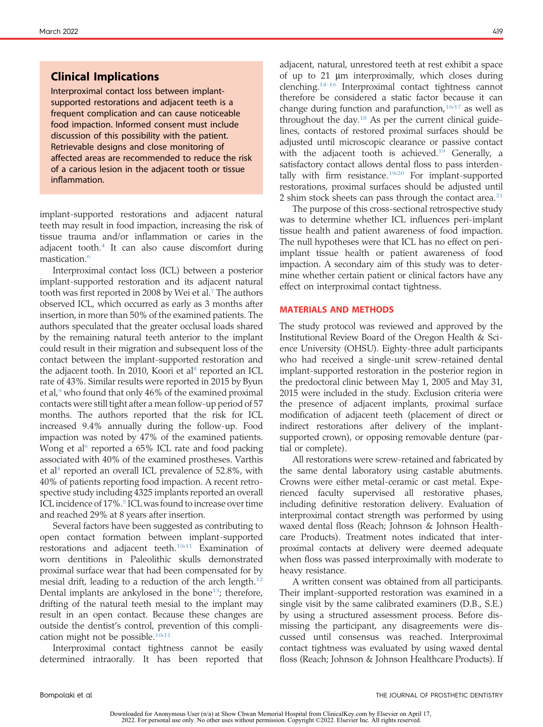## Clinical Implications

Interproximal contact loss between implant-supported restorations and adjacent teeth is a frequent complication and can cause noticeable food impaction. Informed consent must include discussion of this possibility with the patient. Retrievable designs and close monitoring of affected areas are recommended to reduce the risk of a carious lesion in the adjacent tooth or tissue inflammation.

implant-supported restorations and adjacent natural teeth may result in food impaction, increasing the risk of tissue trauma and/or inflammation or caries in the adjacent tooth.[4] It can also cause discomfort during mastication.[6]

Interproximal contact loss (ICL) between a posterior implant-supported restoration and its adjacent natural tooth was first reported in 2008 by Wei et al.[7] The authors observed ICL, which occurred as early as 3 months after insertion, in more than 50% of the examined patients. The authors speculated that the greater occlusal loads shared by the remaining natural teeth anterior to the implant could result in their migration and subsequent loss of the contact between the implant-supported restoration and the adjacent tooth. In 2010, Koori et al[8] reported an ICL rate of 43%. Similar results were reported in 2015 by Byun et al,[9] who found that only 46% of the examined proximal contacts were still tight after a mean follow-up period of 57 months. The authors reported that the risk for ICL increased 9.4% annually during the follow-up. Food impaction was noted by 47% of the examined patients. Wong et al[6] reported a 65% ICL rate and food packing associated with 40% of the examined prostheses. Varthis et al[4] reported an overall ICL prevalence of 52.8%, with 40% of patients reporting food impaction. A recent retrospective study including 4325 implants reported an overall ICL incidence of 17%.[5] ICL was found to increase over time and reached 29% at 8 years after insertion.

Several factors have been suggested as contributing to open contact formation between implant-supported restorations and adjacent teeth.[10,11] Examination of worn dentitions in Paleolithic skulls demonstrated proximal surface wear that had been compensated for by mesial drift, leading to a reduction of the arch length.[12] Dental implants are ankylosed in the bone[13]; therefore, drifting of the natural teeth mesial to the implant may result in an open contact. Because these changes are outside the dentist's control, prevention of this complication might not be possible.[10,11]

Interproximal contact tightness cannot be easily determined intraorally. It has been reported that adjacent, natural, unrestored teeth at rest exhibit a space of up to 21 μm interproximally, which closes during clenching.[14-16] Interproximal contact tightness cannot therefore be considered a static factor because it can change during function and parafunction,[16,17] as well as throughout the day.[18] As per the current clinical guidelines, contacts of restored proximal surfaces should be adjusted until microscopic clearance or passive contact with the adjacent tooth is achieved.[19] Generally, a satisfactory contact allows dental floss to pass interdentally with firm resistance.[19,20] For implant-supported restorations, proximal surfaces should be adjusted until 2 shim stock sheets can pass through the contact area.[21]

The purpose of this cross-sectional retrospective study was to determine whether ICL influences peri-implant tissue health and patient awareness of food impaction. The null hypotheses were that ICL has no effect on peri-implant tissue health or patient awareness of food impaction. A secondary aim of this study was to determine whether certain patient or clinical factors have any effect on interproximal contact tightness.

## MATERIALS AND METHODS

The study protocol was reviewed and approved by the Institutional Review Board of the Oregon Health & Science University (OHSU). Eighty-three adult participants who had received a single-unit screw-retained dental implant-supported restoration in the posterior region in the predoctoral clinic between May 1, 2005 and May 31, 2015 were included in the study. Exclusion criteria were the presence of adjacent implants, proximal surface modification of adjacent teeth (placement of direct or indirect restorations after delivery of the implant-supported crown), or opposing removable denture (partial or complete).

All restorations were screw-retained and fabricated by the same dental laboratory using castable abutments. Crowns were either metal-ceramic or cast metal. Experienced faculty supervised all restorative phases, including definitive restoration delivery. Evaluation of interproximal contact strength was performed by using waxed dental floss (Reach; Johnson & Johnson Healthcare Products). Treatment notes indicated that interproximal contacts at delivery were deemed adequate when floss was passed interproximally with moderate to heavy resistance.

A written consent was obtained from all participants. Their implant-supported restoration was examined in a single visit by the same calibrated examiners (D.B., S.E.) by using a structured assessment process. Before dismissing the participant, any disagreements were discussed until consensus was reached. Interproximal contact tightness was evaluated by using waxed dental floss (Reach; Johnson & Johnson Healthcare Products). If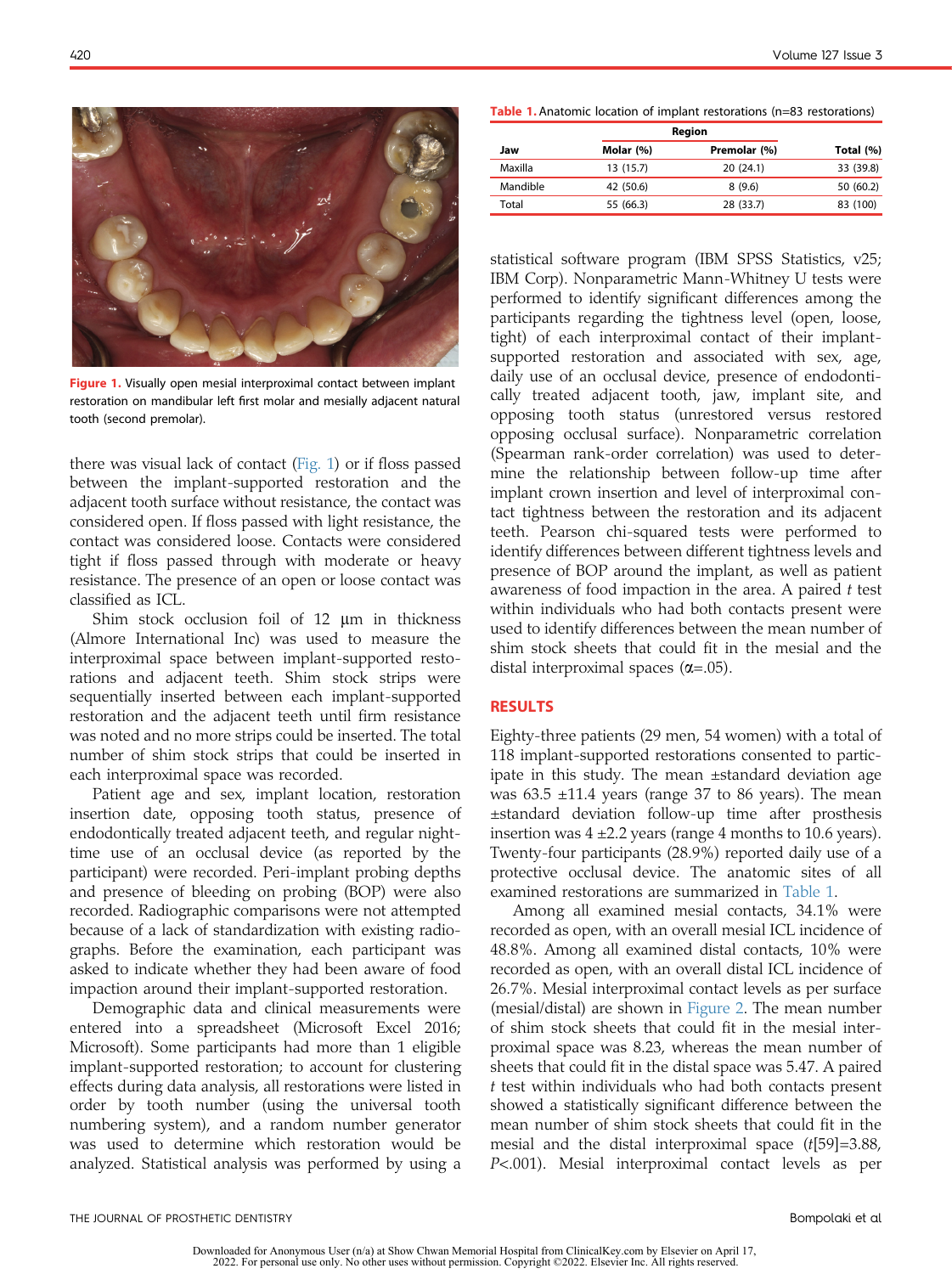Figure 1. Visually open mesial interproximal contact between implant restoration on mandibular left first molar and mesially adjacent natural tooth (second premolar).

there was visual lack of contact (Fig. 1) or if floss passed between the implant-supported restoration and the adjacent tooth surface without resistance, the contact was considered open. If floss passed with light resistance, the contact was considered loose. Contacts were considered tight if floss passed through with moderate or heavy resistance. The presence of an open or loose contact was classified as ICL.

Shim stock occlusion foil of 12 μm in thickness (Almore International Inc) was used to measure the interproximal space between implant-supported restorations and adjacent teeth. Shim stock strips were sequentially inserted between each implant-supported restoration and the adjacent teeth until firm resistance was noted and no more strips could be inserted. The total number of shim stock strips that could be inserted in each interproximal space was recorded.

Patient age and sex, implant location, restoration insertion date, opposing tooth status, presence of endodontically treated adjacent teeth, and regular nighttime use of an occlusal device (as reported by the participant) were recorded. Peri-implant probing depths and presence of bleeding on probing (BOP) were also recorded. Radiographic comparisons were not attempted because of a lack of standardization with existing radiographs. Before the examination, each participant was asked to indicate whether they had been aware of food impaction around their implant-supported restoration.

Demographic data and clinical measurements were entered into a spreadsheet (Microsoft Excel 2016; Microsoft). Some participants had more than 1 eligible implant-supported restoration; to account for clustering effects during data analysis, all restorations were listed in order by tooth number (using the universal tooth numbering system), and a random number generator was used to determine which restoration would be analyzed. Statistical analysis was performed by using a statistical software program (IBM SPSS Statistics, v25; IBM Corp). Nonparametric Mann-Whitney U tests were performed to identify significant differences among the participants regarding the tightness level (open, loose, tight) of each interproximal contact of their implant-supported restoration and associated with sex, age, daily use of an occlusal device, presence of endodontically treated adjacent tooth, jaw, implant site, and opposing tooth status (unrestored versus restored opposing occlusal surface). Nonparametric correlation (Spearman rank-order correlation) was used to determine the relationship between follow-up time after implant crown insertion and level of interproximal contact tightness between the restoration and its adjacent teeth. Pearson chi-squared tests were performed to identify differences between different tightness levels and presence of BOP around the implant, as well as patient awareness of food impaction in the area. A paired *t* test within individuals who had both contacts present were used to identify differences between the mean number of shim stock sheets that could fit in the mesial and the distal interproximal spaces (α=.05).

**Table 1.** Anatomic location of implant restorations (n=83 restorations)

| Jaw | Region | | Total (%) |
|---|---|---|---|
| | Molar (%) | Premolar (%) | |
| Maxilla | 13 (15.7) | 20 (24.1) | 33 (39.8) |
| Mandible | 42 (50.6) | 8 (9.6) | 50 (60.2) |
| Total | 55 (66.3) | 28 (33.7) | 83 (100) |

## RESULTS

Eighty-three patients (29 men, 54 women) with a total of 118 implant-supported restorations consented to participate in this study. The mean ±standard deviation age was 63.5 ±11.4 years (range 37 to 86 years). The mean ±standard deviation follow-up time after prosthesis insertion was 4 ±2.2 years (range 4 months to 10.6 years). Twenty-four participants (28.9%) reported daily use of a protective occlusal device. The anatomic sites of all examined restorations are summarized in Table 1.

Among all examined mesial contacts, 34.1% were recorded as open, with an overall mesial ICL incidence of 48.8%. Among all examined distal contacts, 10% were recorded as open, with an overall distal ICL incidence of 26.7%. Mesial interproximal contact levels as per surface (mesial/distal) are shown in Figure 2. The mean number of shim stock sheets that could fit in the mesial interproximal space was 8.23, whereas the mean number of sheets that could fit in the distal space was 5.47. A paired *t* test within individuals who had both contacts present showed a statistically significant difference between the mean number of shim stock sheets that could fit in the mesial and the distal interproximal space ($t$[59]=3.88, $P$<.001). Mesial interproximal contact levels as per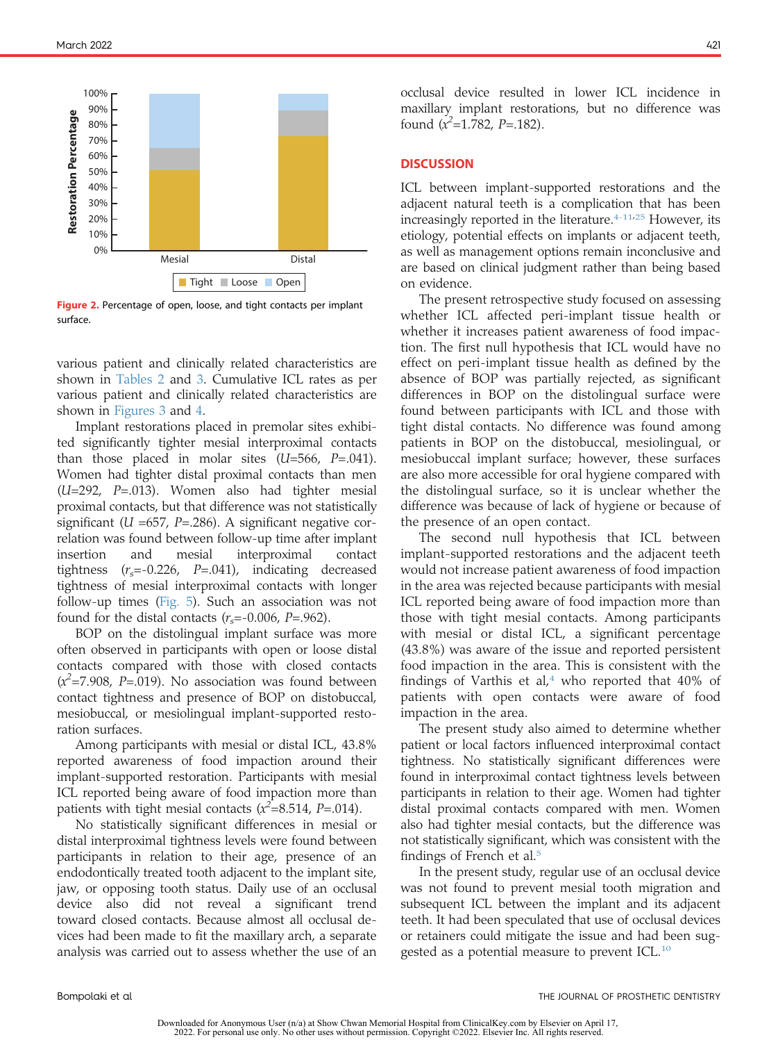Figure 2. Percentage of open, loose, and tight contacts per implant surface.

various patient and clinically related characteristics are shown in Tables 2 and 3. Cumulative ICL rates as per various patient and clinically related characteristics are shown in Figures 3 and 4.

Implant restorations placed in premolar sites exhibited significantly tighter mesial interproximal contacts than those placed in molar sites ($U$=566, $P$=.041). Women had tighter distal proximal contacts than men ($U$=292, $P$=.013). Women also had tighter mesial proximal contacts, but that difference was not statistically significant ($U$ =657, $P$=.286). A significant negative correlation was found between follow-up time after implant insertion and mesial interproximal contact tightness ($r_s$=-0.226, $P$=.041), indicating decreased tightness of mesial interproximal contacts with longer follow-up times (Fig. 5). Such an association was not found for the distal contacts ($r_s$=-0.006, $P$=.962).

BOP on the distolingual implant surface was more often observed in participants with open or loose distal contacts compared with those with closed contacts ($x^2$=7.908, $P$=.019). No association was found between contact tightness and presence of BOP on distobuccal, mesiobuccal, or mesiolingual implant-supported restoration surfaces.

Among participants with mesial or distal ICL, 43.8% reported awareness of food impaction around their implant-supported restoration. Participants with mesial ICL reported being aware of food impaction more than patients with tight mesial contacts ($x^2$=8.514, $P$=.014).

No statistically significant differences in mesial or distal interproximal tightness levels were found between participants in relation to their age, presence of an endodontically treated tooth adjacent to the implant site, jaw, or opposing tooth status. Daily use of an occlusal device also did not reveal a significant trend toward closed contacts. Because almost all occlusal devices had been made to fit the maxillary arch, a separate analysis was carried out to assess whether the use of an occlusal device resulted in lower ICL incidence in maxillary implant restorations, but no difference was found ($x^2$=1.782, $P$=.182).

## DISCUSSION

ICL between implant-supported restorations and the adjacent natural teeth is a complication that has been increasingly reported in the literature.[4-11,25] However, its etiology, potential effects on implants or adjacent teeth, as well as management options remain inconclusive and are based on clinical judgment rather than being based on evidence.

The present retrospective study focused on assessing whether ICL affected peri-implant tissue health or whether it increases patient awareness of food impaction. The first null hypothesis that ICL would have no effect on peri-implant tissue health as defined by the absence of BOP was partially rejected, as significant differences in BOP on the distolingual surface were found between participants with ICL and those with tight distal contacts. No difference was found among patients in BOP on the distobuccal, mesiolingual, or mesiobuccal implant surface; however, these surfaces are also more accessible for oral hygiene compared with the distolingual surface, so it is unclear whether the difference was because of lack of hygiene or because of the presence of an open contact.

The second null hypothesis that ICL between implant-supported restorations and the adjacent teeth would not increase patient awareness of food impaction in the area was rejected because participants with mesial ICL reported being aware of food impaction more than those with tight mesial contacts. Among participants with mesial or distal ICL, a significant percentage (43.8%) was aware of the issue and reported persistent food impaction in the area. This is consistent with the findings of Varthis et al,[4] who reported that 40% of patients with open contacts were aware of food impaction in the area.

The present study also aimed to determine whether patient or local factors influenced interproximal contact tightness. No statistically significant differences were found in interproximal contact tightness levels between participants in relation to their age. Women had tighter distal proximal contacts compared with men. Women also had tighter mesial contacts, but the difference was not statistically significant, which was consistent with the findings of French et al.[5]

In the present study, regular use of an occlusal device was not found to prevent mesial tooth migration and subsequent ICL between the implant and its adjacent teeth. It had been speculated that use of occlusal devices or retainers could mitigate the issue and had been suggested as a potential measure to prevent ICL.[10]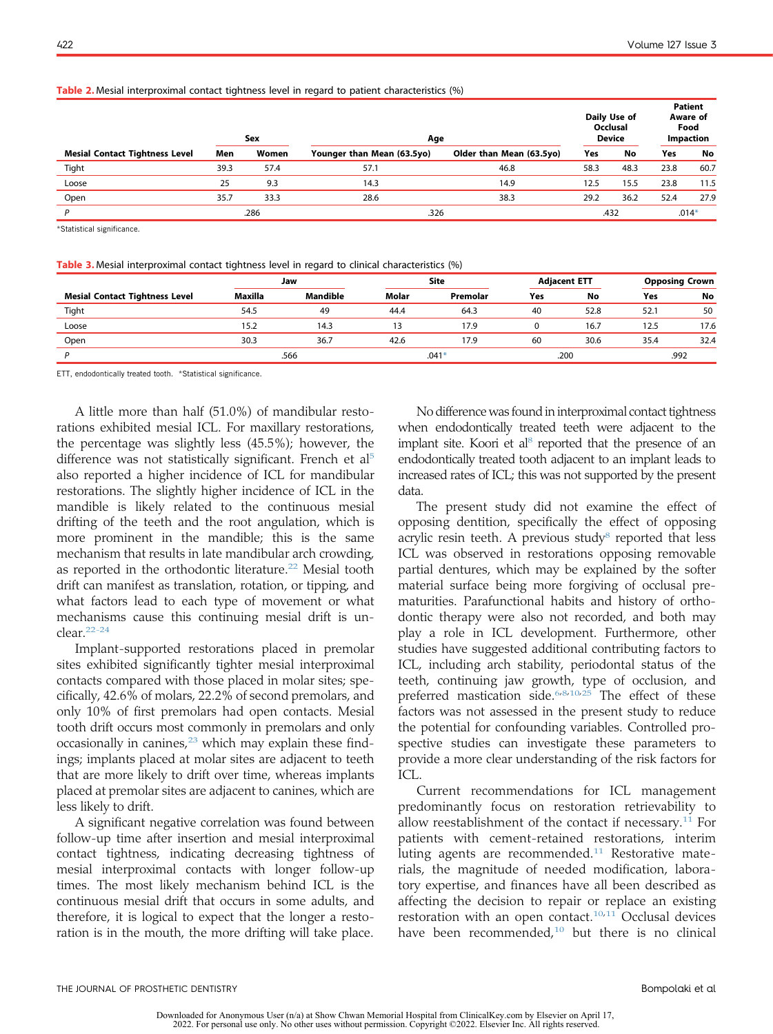**Table 2.** Mesial interproximal contact tightness level in regard to patient characteristics (%)

| Mesial Contact Tightness Level | Sex | | Age | | Daily Use of Occlusal Device | | Patient Aware of Food Impaction | |
|---|---|---|---|---|---|---|---|---|
| | Men | Women | Younger than Mean (63.5yo) | Older than Mean (63.5yo) | Yes | No | Yes | No |
| Tight | 39.3 | 57.4 | 57.1 | 46.8 | 58.3 | 48.3 | 23.8 | 60.7 |
| Loose | 25 | 9.3 | 14.3 | 14.9 | 12.5 | 15.5 | 23.8 | 11.5 |
| Open | 35.7 | 33.3 | 28.6 | 38.3 | 29.2 | 36.2 | 52.4 | 27.9 |
| *P* | .286 | | .326 | | .432 | | .014* | |

*Statistical significance.

**Table 3.** Mesial interproximal contact tightness level in regard to clinical characteristics (%)

| Mesial Contact Tightness Level | Jaw | | Site | | Adjacent ETT | | Opposing Crown | |
|---|---|---|---|---|---|---|---|---|
| | Maxilla | Mandible | Molar | Premolar | Yes | No | Yes | No |
| Tight | 54.5 | 49 | 44.4 | 64.3 | 40 | 52.8 | 52.1 | 50 |
| Loose | 15.2 | 14.3 | 13 | 17.9 | 0 | 16.7 | 12.5 | 17.6 |
| Open | 30.3 | 36.7 | 42.6 | 17.9 | 60 | 30.6 | 35.4 | 32.4 |
| *P* | .566 | | .041* | | .200 | | .992 | |

ETT, endodontically treated tooth. *Statistical significance.

A little more than half (51.0%) of mandibular restorations exhibited mesial ICL. For maxillary restorations, the percentage was slightly less (45.5%); however, the difference was not statistically significant. French et al[5] also reported a higher incidence of ICL for mandibular restorations. The slightly higher incidence of ICL in the mandible is likely related to the continuous mesial drifting of the teeth and the root angulation, which is more prominent in the mandible; this is the same mechanism that results in late mandibular arch crowding, as reported in the orthodontic literature.[22] Mesial tooth drift can manifest as translation, rotation, or tipping, and what factors lead to each type of movement or what mechanisms cause this continuing mesial drift is unclear.[22-24]

Implant-supported restorations placed in premolar sites exhibited significantly tighter mesial interproximal contacts compared with those placed in molar sites; specifically, 42.6% of molars, 22.2% of second premolars, and only 10% of first premolars had open contacts. Mesial tooth drift occurs most commonly in premolars and only occasionally in canines,[23] which may explain these findings; implants placed at molar sites are adjacent to teeth that are more likely to drift over time, whereas implants placed at premolar sites are adjacent to canines, which are less likely to drift.

A significant negative correlation was found between follow-up time after insertion and mesial interproximal contact tightness, indicating decreasing tightness of mesial interproximal contacts with longer follow-up times. The most likely mechanism behind ICL is the continuous mesial drift that occurs in some adults, and therefore, it is logical to expect that the longer a restoration is in the mouth, the more drifting will take place.

No difference was found in interproximal contact tightness when endodontically treated teeth were adjacent to the implant site. Koori et al[8] reported that the presence of an endodontically treated tooth adjacent to an implant leads to increased rates of ICL; this was not supported by the present data.

The present study did not examine the effect of opposing dentition, specifically the effect of opposing acrylic resin teeth. A previous study[8] reported that less ICL was observed in restorations opposing removable partial dentures, which may be explained by the softer material surface being more forgiving of occlusal prematurities. Parafunctional habits and history of orthodontic therapy were also not recorded, and both may play a role in ICL development. Furthermore, other studies have suggested additional contributing factors to ICL, including arch stability, periodontal status of the teeth, continuing jaw growth, type of occlusion, and preferred mastication side.[6,8,10,25] The effect of these factors was not assessed in the present study to reduce the potential for confounding variables. Controlled prospective studies can investigate these parameters to provide a more clear understanding of the risk factors for ICL.

Current recommendations for ICL management predominantly focus on restoration retrievability to allow reestablishment of the contact if necessary.[11] For patients with cement-retained restorations, interim luting agents are recommended.[11] Restorative materials, the magnitude of needed modification, laboratory expertise, and finances have all been described as affecting the decision to repair or replace an existing restoration with an open contact.[10,11] Occlusal devices have been recommended,[10] but there is no clinical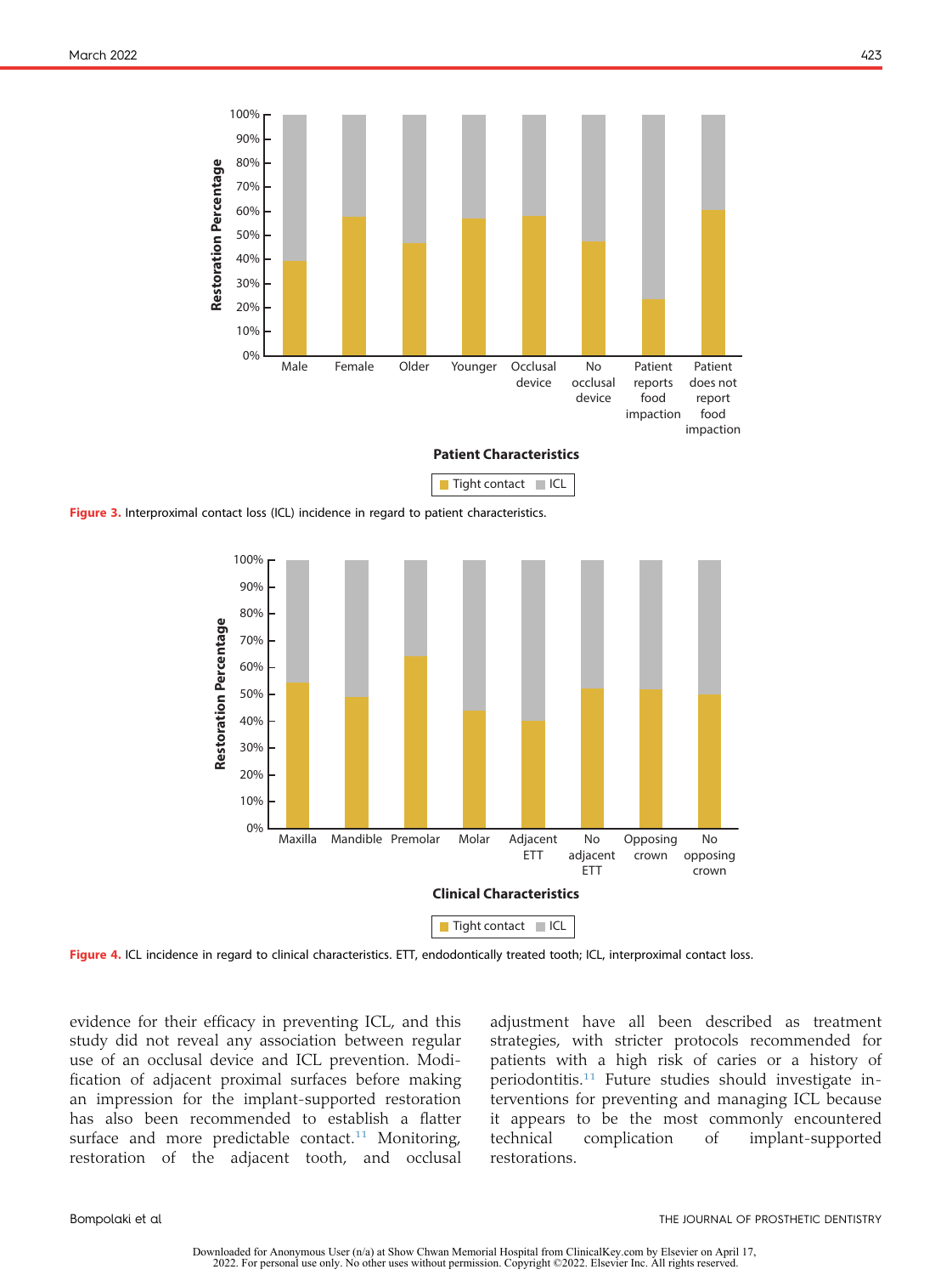Figure 3. Interproximal contact loss (ICL) incidence in regard to patient characteristics.

Figure 4. ICL incidence in regard to clinical characteristics. ETT, endodontically treated tooth; ICL, interproximal contact loss.

evidence for their efficacy in preventing ICL, and this study did not reveal any association between regular use of an occlusal device and ICL prevention. Modification of adjacent proximal surfaces before making an impression for the implant-supported restoration has also been recommended to establish a flatter surface and more predictable contact.[11] Monitoring, restoration of the adjacent tooth, and occlusal adjustment have all been described as treatment strategies, with stricter protocols recommended for patients with a high risk of caries or a history of periodontitis.[11] Future studies should investigate interventions for preventing and managing ICL because it appears to be the most commonly encountered technical complication of implant-supported restorations.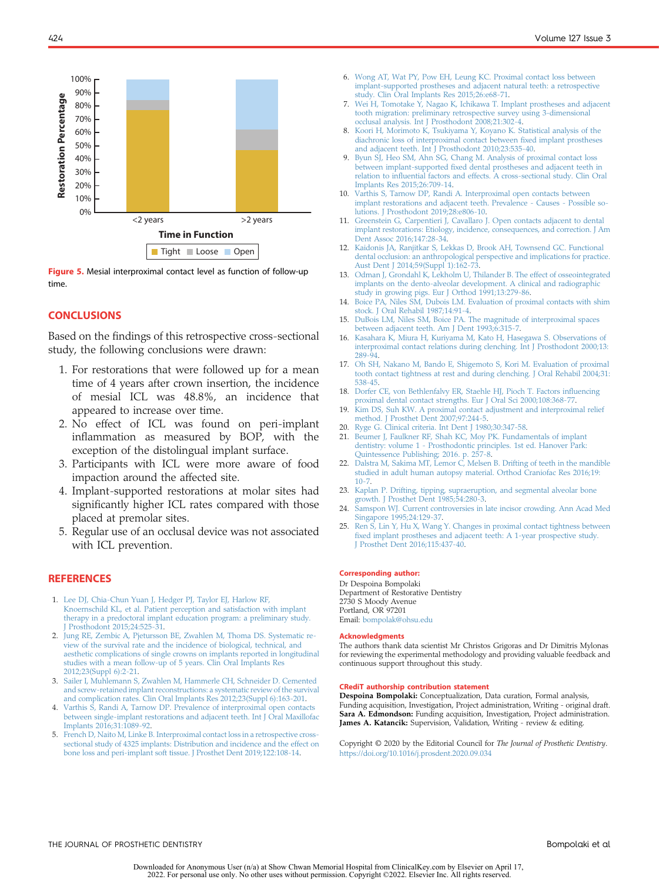100%
90%
80%
70%
60%
50%
40%
30%
20%
10%
0%

Restoration Percentage

<2 years
>2 years

Time in Function

Tight  Loose  Open

**Figure 5.** Mesial interproximal contact level as function of follow-up time.

## CONCLUSIONS

Based on the findings of this retrospective cross-sectional study, the following conclusions were drawn:

1. For restorations that were followed up for a mean time of 4 years after crown insertion, the incidence of mesial ICL was 48.8%, an incidence that appeared to increase over time.
2. No effect of ICL was found on peri-implant inflammation as measured by BOP, with the exception of the distolingual implant surface.
3. Participants with ICL were more aware of food impaction around the affected site.
4. Implant-supported restorations at molar sites had significantly higher ICL rates compared with those placed at premolar sites.
5. Regular use of an occlusal device was not associated with ICL prevention.

## REFERENCES

1. Lee DJ, Chia-Chun Yuan J, Hedger PJ, Taylor EJ, Harlow RF, Knoernschild KL, et al. Patient perception and satisfaction with implant therapy in a predoctoral implant education program: a preliminary study. J Prosthodont 2015;24:525-31.
2. Jung RE, Zembic A, Pjetursson BE, Zwahlen M, Thoma DS. Systematic review of the survival rate and the incidence of biological, technical, and aesthetic complications of single crowns on implants reported in longitudinal studies with a mean follow-up of 5 years. Clin Oral Implants Res 2012;23(Suppl 6):2-21.
3. Sailer I, Muhlemann S, Zwahlen M, Hammerle CH, Schneider D. Cemented and screw-retained implant reconstructions: a systematic review of the survival and complication rates. Clin Oral Implants Res 2012;23(Suppl 6):163-201.
4. Varthis S, Randi A, Tarnow DP. Prevalence of interproximal open contacts between single-implant restorations and adjacent teeth. Int J Oral Maxillofac Implants 2016;31:1089-92.
5. French D, Naito M, Linke B. Interproximal contact loss in a retrospective cross-sectional study of 4325 implants: Distribution and incidence and the effect on bone loss and peri-implant soft tissue. J Prosthet Dent 2019;122:108-14.
6. Wong AT, Wat PY, Pow EH, Leung KC. Proximal contact loss between implant-supported prostheses and adjacent natural teeth: a retrospective study. Clin Oral Implants Res 2015;26:e68-71.
7. Wei H, Tomotake Y, Nagao K, Ichikawa T. Implant prostheses and adjacent tooth migration: preliminary retrospective survey using 3-dimensional occlusal analysis. Int J Prosthodont 2008;21:302-4.
8. Koori H, Morimoto K, Tsukiyama Y, Koyano K. Statistical analysis of the diachronic loss of interproximal contact between fixed implant prostheses and adjacent teeth. Int J Prosthodont 2010;23:535-40.
9. Byun SJ, Heo SM, Ahn SG, Chang M. Analysis of proximal contact loss between implant-supported fixed dental prostheses and adjacent teeth in relation to influential factors and effects. A cross-sectional study. Clin Oral Implants Res 2015;26:709-14.
10. Varthis S, Tarnow DP, Randi A. Interproximal open contacts between implant restorations and adjacent teeth. Prevalence - Causes - Possible solutions. J Prosthodont 2019;28:e806-10.
11. Greenstein G, Carpentieri J, Cavallaro J. Open contacts adjacent to dental implant restorations: Etiology, incidence, consequences, and correction. J Am Dent Assoc 2016;147:28-34.
12. Kaidonis JA, Ranjitkar S, Lekkas D, Brook AH, Townsend GC. Functional dental occlusion: an anthropological perspective and implications for practice. Aust Dent J 2014;59(Suppl 1):162-73.
13. Odman J, Grondahl K, Lekholm U, Thilander B. The effect of osseointegrated implants on the dento-alveolar development. A clinical and radiographic study in growing pigs. Eur J Orthod 1991;13:279-86.
14. Boice PA, Niles SM, Dubois LM. Evaluation of proximal contacts with shim stock. J Oral Rehabil 1987;14:91-4.
15. DuBois LM, Niles SM, Boice PA. The magnitude of interproximal spaces between adjacent teeth. Am J Dent 1993;6:315-7.
16. Kasahara K, Miura H, Kuriyama M, Kato H, Hasegawa S. Observations of interproximal contact relations during clenching. Int J Prosthodont 2000;13:289-94.
17. Oh SH, Nakano M, Bando E, Shigemoto S, Kori M. Evaluation of proximal tooth contact tightness at rest and during clenching. J Oral Rehabil 2004;31:538-45.
18. Dorfer CE, von Bethlenfalvy ER, Staehle HJ, Pioch T. Factors influencing proximal dental contact strengths. Eur J Oral Sci 2000;108:368-77.
19. Kim DS, Suh KW. A proximal contact adjustment and interproximal relief method. J Prosthet Dent 2007;97:244-5.
20. Ryge G. Clinical criteria. Int Dent J 1980;30:347-58.
21. Beumer J, Faulkner RF, Shah KC, Moy PK. Fundamentals of implant dentistry: volume 1 - Prosthodontic principles. 1st ed. Hanover Park: Quintessence Publishing; 2016. p. 257-8.
22. Dalstra M, Sakima MT, Lemor C, Melsen B. Drifting of teeth in the mandible studied in adult human autopsy material. Orthod Craniofac Res 2016;19:10-7.
23. Kaplan P. Drifting, tipping, supraeruption, and segmental alveolar bone growth. J Prosthet Dent 1985;54:280-3.
24. Samspon WJ. Current controversies in late incisor crowding. Ann Acad Med Singapore 1995;24:129-37.
25. Ren S, Lin Y, Hu X, Wang Y. Changes in proximal contact tightness between fixed implant prostheses and adjacent teeth: A 1-year prospective study. J Prosthet Dent 2016;115:437-40.

**Corresponding author:**
Dr Despoina Bompolaki
Department of Restorative Dentistry
2730 S Moody Avenue
Portland, OR 97201
Email: bompolak@ohsu.edu

**Acknowledgments**
The authors thank data scientist Mr Christos Grigoras and Dr Dimitris Mylonas for reviewing the experimental methodology and providing valuable feedback and continuous support throughout this study.

**CRediT authorship contribution statement**
**Despoina Bompolaki:** Conceptualization, Data curation, Formal analysis, Funding acquisition, Investigation, Project administration, Writing - original draft. **Sara A. Edmondson:** Funding acquisition, Investigation, Project administration. **James A. Katancik:** Supervision, Validation, Writing - review & editing.

Copyright © 2020 by the Editorial Council for *The Journal of Prosthetic Dentistry*.
https://doi.org/10.1016/j.prosdent.2020.09.034